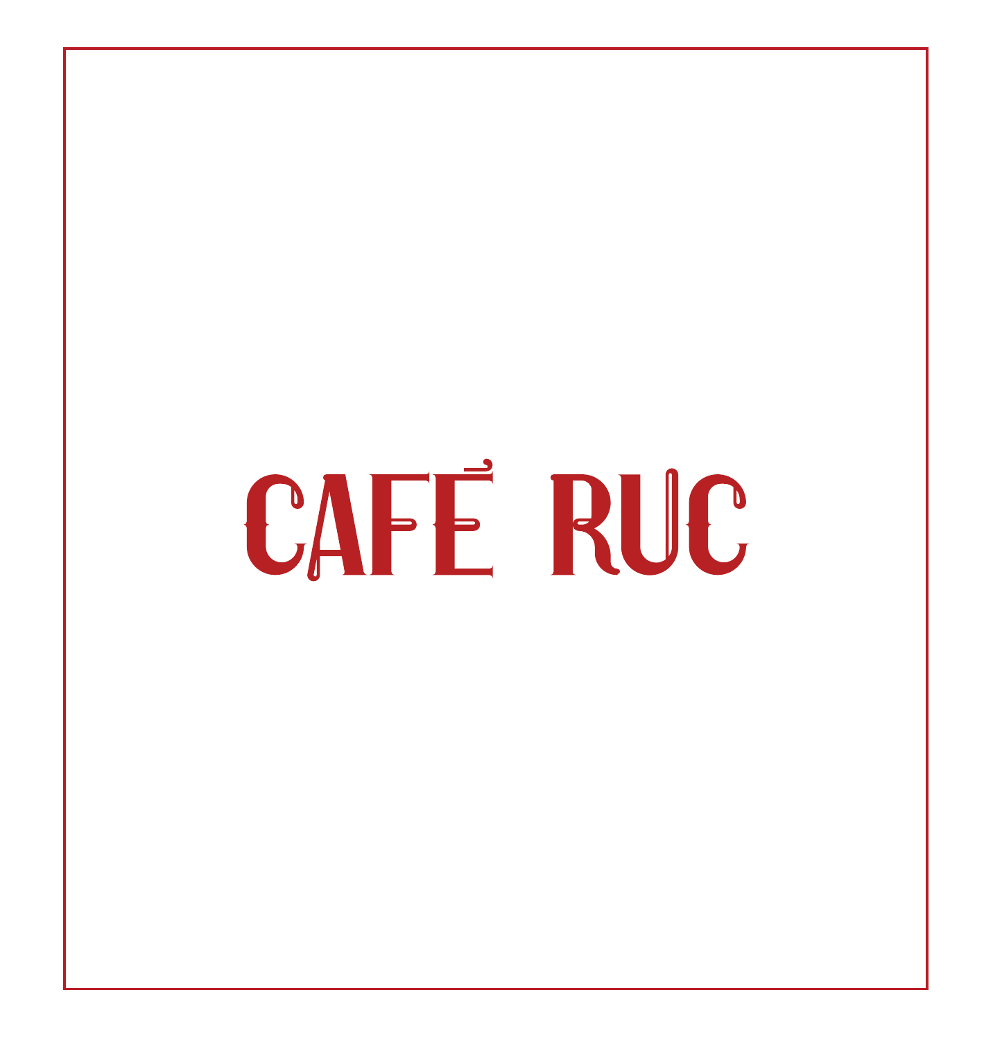# CAFÉ RUC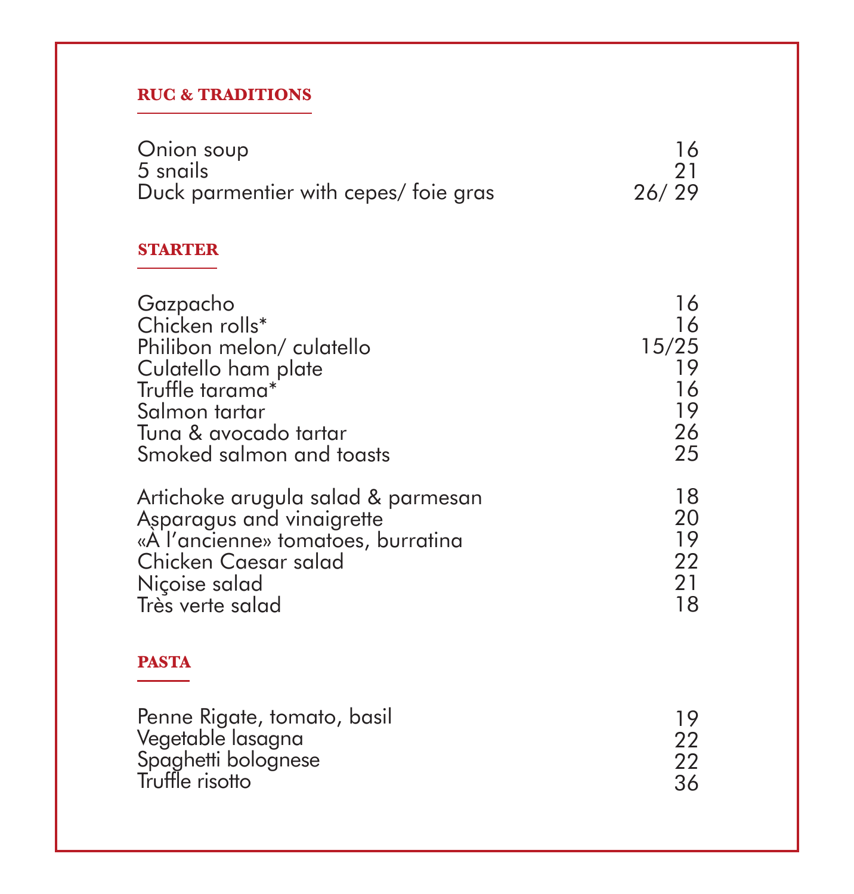## RUC & TRADITIONS

| | |
|---|---|
| Onion soup | 16 |
| 5 snails | 21 |
| Duck parmentier with cepes/ foie gras | 26/ 29 |

## STARTER

| | |
|---|---|
| Gazpacho | 16 |
| Chicken rolls* | 16 |
| Philibon melon/ culatello | 15/25 |
| Culatello ham plate | 19 |
| Truffle tarama* | 16 |
| Salmon tartar | 19 |
| Tuna & avocado tartar | 26 |
| Smoked salmon and toasts | 25 |

| | |
|---|---|
| Artichoke arugula salad & parmesan | 18 |
| Asparagus and vinaigrette | 20 |
| «À l'ancienne» tomatoes, burratina | 19 |
| Chicken Caesar salad | 22 |
| Niçoise salad | 21 |
| Très verte salad | 18 |

## PASTA

| | |
|---|---|
| Penne Rigate, tomato, basil | 19 |
| Vegetable lasagna | 22 |
| Spaghetti bolognese | 22 |
| Truffle risotto | 36 |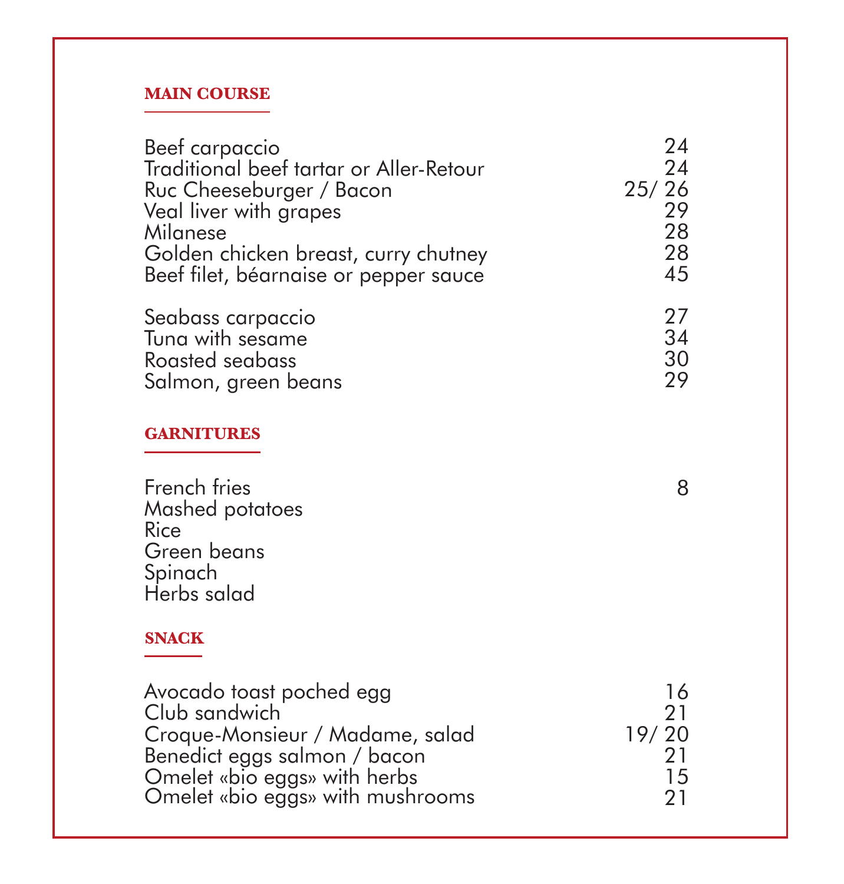## MAIN COURSE

| | |
|---|---|
| Beef carpaccio | 24 |
| Traditional beef tartar or Aller-Retour | 24 |
| Ruc Cheeseburger / Bacon | 25/ 26 |
| Veal liver with grapes | 29 |
| Milanese | 28 |
| Golden chicken breast, curry chutney | 28 |
| Beef filet, béarnaise or pepper sauce | 45 |
| | |
| Seabass carpaccio | 27 |
| Tuna with sesame | 34 |
| Roasted seabass | 30 |
| Salmon, green beans | 29 |

## GARNITURES

| | |
|---|---|
| French fries | 8 |
| Mashed potatoes | |
| Rice | |
| Green beans | |
| Spinach | |
| Herbs salad | |

## SNACK

| | |
|---|---|
| Avocado toast poched egg | 16 |
| Club sandwich | 21 |
| Croque-Monsieur / Madame, salad | 19/ 20 |
| Benedict eggs salmon / bacon | 21 |
| Omelet «bio eggs» with herbs | 15 |
| Omelet «bio eggs» with mushrooms | 21 |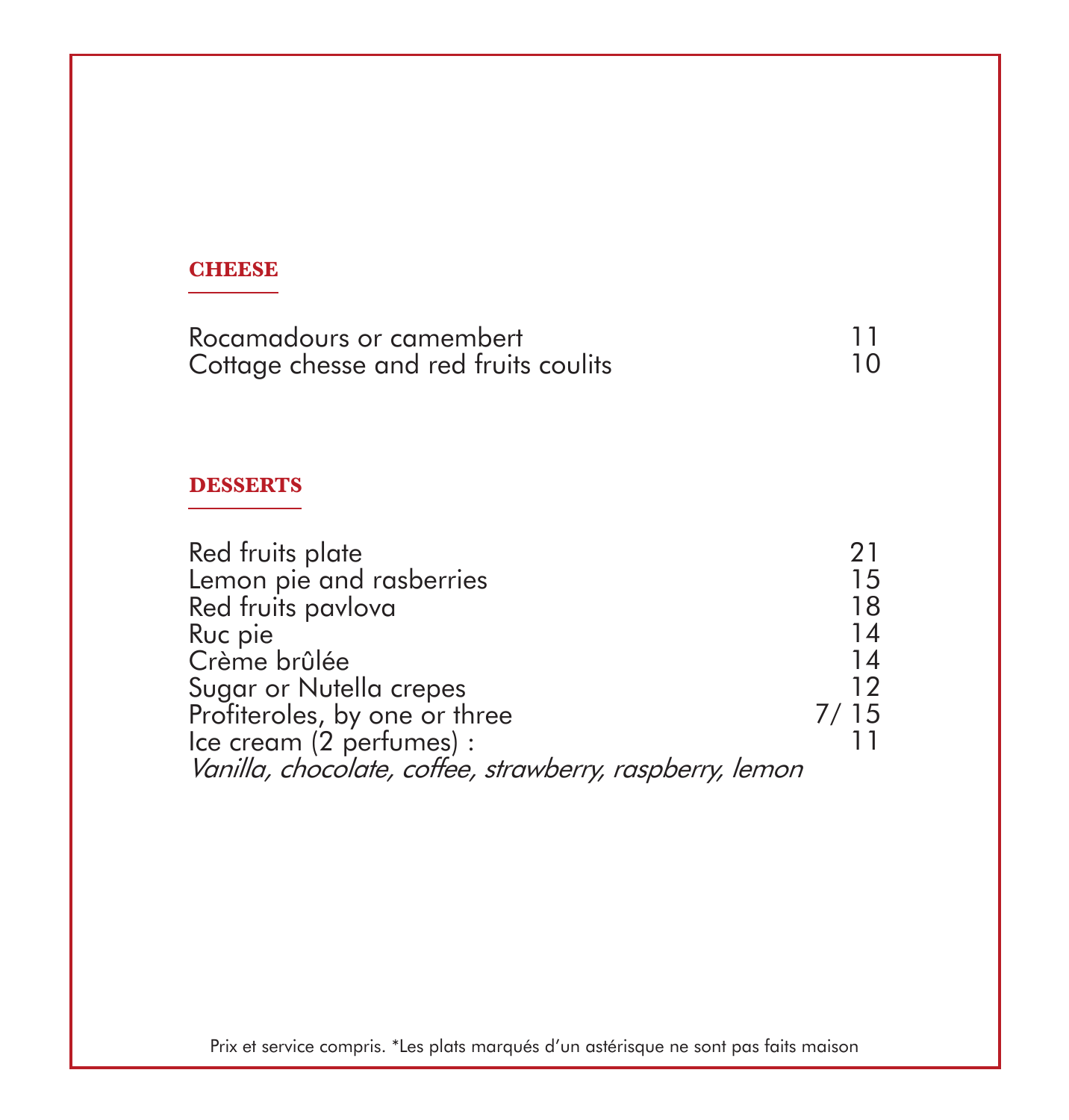## CHEESE

| | |
|---|---|
| Rocamadours or camembert | 11 |
| Cottage chesse and red fruits coulits | 10 |

## DESSERTS

| | |
|---|---|
| Red fruits plate | 21 |
| Lemon pie and rasberries | 15 |
| Red fruits pavlova | 18 |
| Ruc pie | 14 |
| Crème brûlée | 14 |
| Sugar or Nutella crepes | 12 |
| Profiteroles, by one or three | 7/ 15 |
| Ice cream (2 perfumes) : | 11 |

*Vanilla, chocolate, coffee, strawberry, raspberry, lemon*

Prix et service compris. *Les plats marqués d'un astérisque ne sont pas faits maison